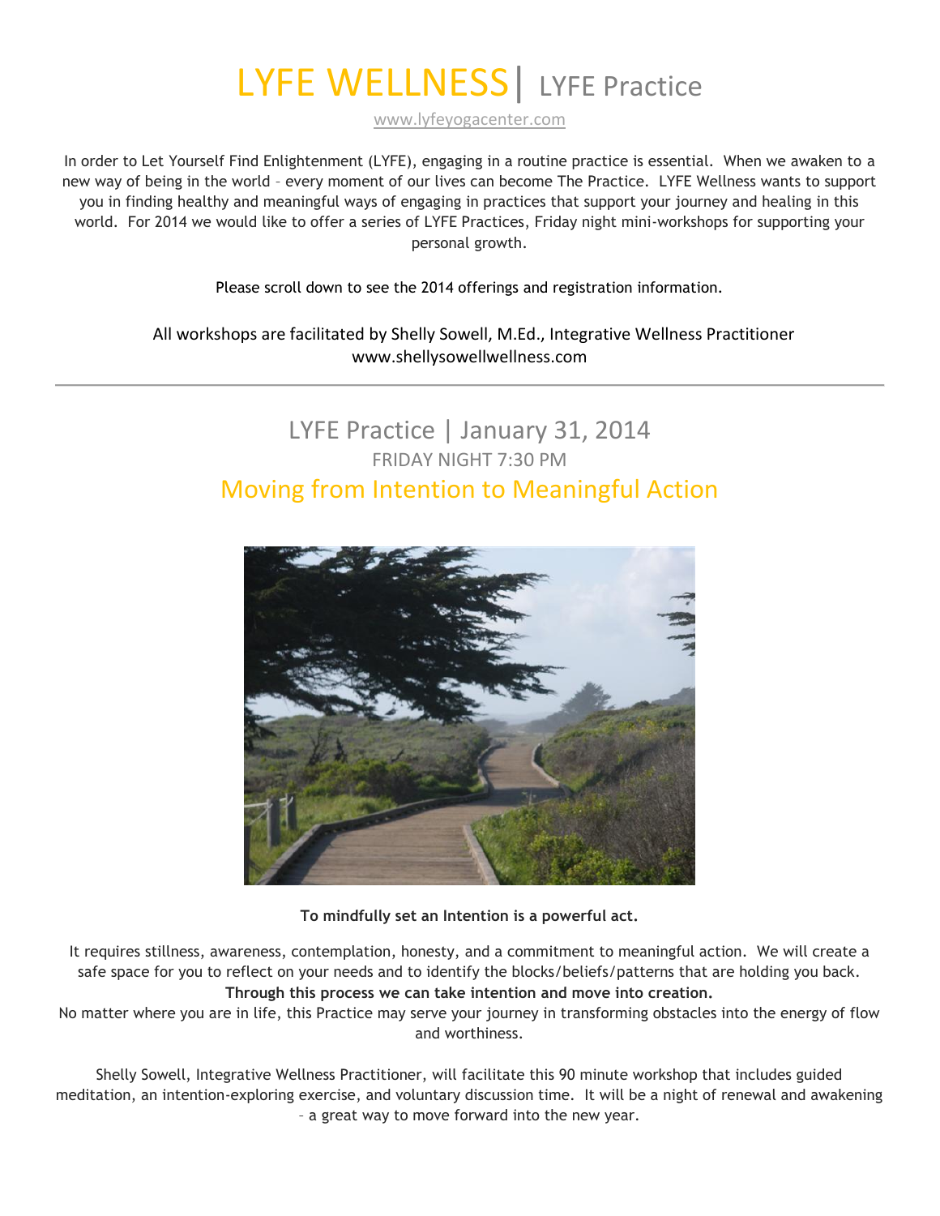# LYFE WELLNESS | LYFE Practice

www.lyfeyogacenter.com

In order to Let Yourself Find Enlightenment (LYFE), engaging in a routine practice is essential. When we awaken to a new way of being in the world – every moment of our lives can become The Practice. LYFE Wellness wants to support you in finding healthy and meaningful ways of engaging in practices that support your journey and healing in this world. For 2014 we would like to offer a series of LYFE Practices, Friday night mini-workshops for supporting your personal growth.

Please scroll down to see the 2014 offerings and registration information.

All workshops are facilitated by Shelly Sowell, M.Ed., Integrative Wellness Practitioner
www.shellysowellwellness.com

---

## LYFE Practice | January 31, 2014

FRIDAY NIGHT 7:30 PM

## Moving from Intention to Meaningful Action

**To mindfully set an Intention is a powerful act.**

It requires stillness, awareness, contemplation, honesty, and a commitment to meaningful action. We will create a safe space for you to reflect on your needs and to identify the blocks/beliefs/patterns that are holding you back.
**Through this process we can take intention and move into creation.**
No matter where you are in life, this Practice may serve your journey in transforming obstacles into the energy of flow and worthiness.

Shelly Sowell, Integrative Wellness Practitioner, will facilitate this 90 minute workshop that includes guided meditation, an intention-exploring exercise, and voluntary discussion time. It will be a night of renewal and awakening – a great way to move forward into the new year.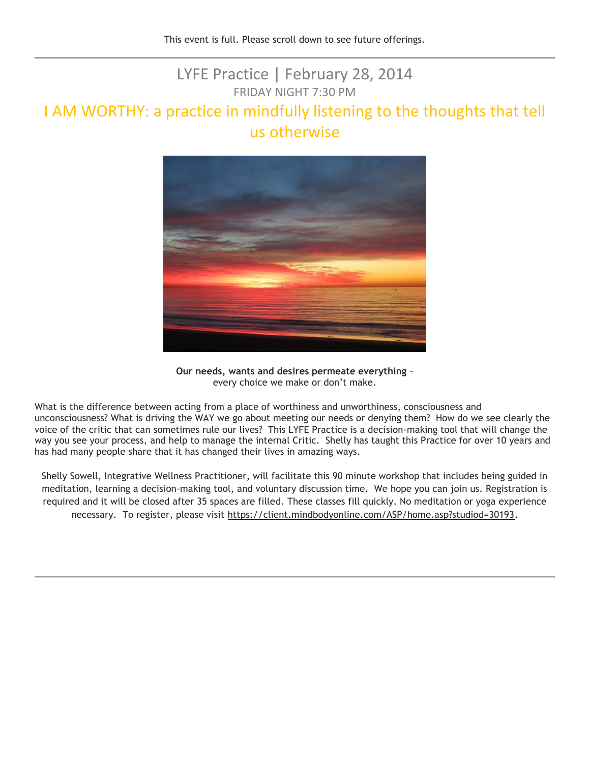This event is full. Please scroll down to see future offerings.

---

## LYFE Practice | February 28, 2014

FRIDAY NIGHT 7:30 PM

# I AM WORTHY: a practice in mindfully listening to the thoughts that tell us otherwise

**Our needs, wants and desires permeate everything** – every choice we make or don't make.

What is the difference between acting from a place of worthiness and unworthiness, consciousness and unconsciousness? What is driving the WAY we go about meeting our needs or denying them? How do we see clearly the voice of the critic that can sometimes rule our lives? This LYFE Practice is a decision-making tool that will change the way you see your process, and help to manage the internal Critic. Shelly has taught this Practice for over 10 years and has had many people share that it has changed their lives in amazing ways.

Shelly Sowell, Integrative Wellness Practitioner, will facilitate this 90 minute workshop that includes being guided in meditation, learning a decision-making tool, and voluntary discussion time. We hope you can join us. Registration is required and it will be closed after 35 spaces are filled. These classes fill quickly. No meditation or yoga experience necessary. To register, please visit https://client.mindbodyonline.com/ASP/home.asp?studiod=30193.

---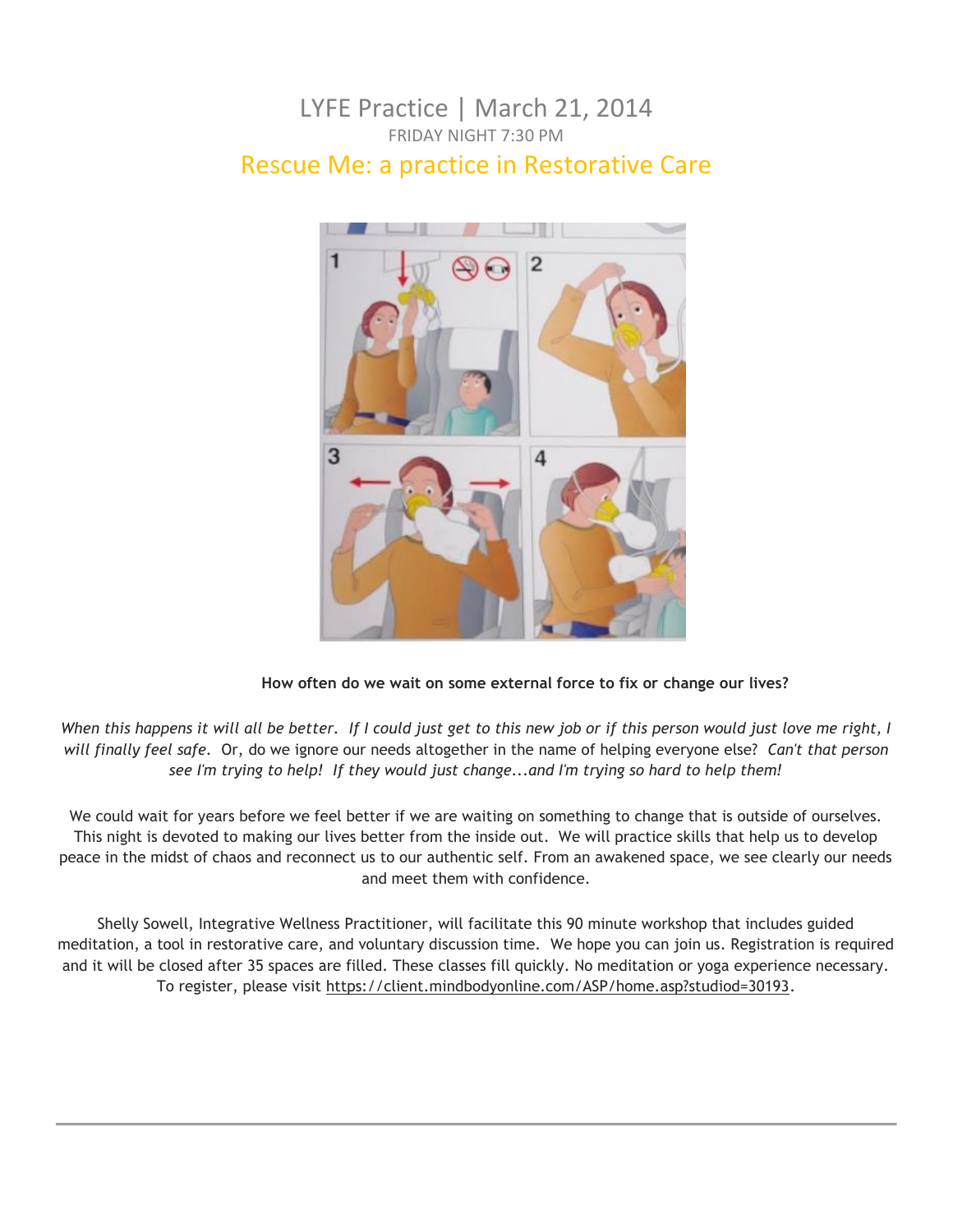# LYFE Practice | March 21, 2014

FRIDAY NIGHT 7:30 PM

## Rescue Me: a practice in Restorative Care

**How often do we wait on some external force to fix or change our lives?**

*When this happens it will all be better. If I could just get to this new job or if this person would just love me right, I will finally feel safe.* Or, do we ignore our needs altogether in the name of helping everyone else? *Can't that person see I'm trying to help! If they would just change...and I'm trying so hard to help them!*

We could wait for years before we feel better if we are waiting on something to change that is outside of ourselves. This night is devoted to making our lives better from the inside out. We will practice skills that help us to develop peace in the midst of chaos and reconnect us to our authentic self. From an awakened space, we see clearly our needs and meet them with confidence.

Shelly Sowell, Integrative Wellness Practitioner, will facilitate this 90 minute workshop that includes guided meditation, a tool in restorative care, and voluntary discussion time. We hope you can join us. Registration is required and it will be closed after 35 spaces are filled. These classes fill quickly. No meditation or yoga experience necessary. To register, please visit https://client.mindbodyonline.com/ASP/home.asp?studiod=30193.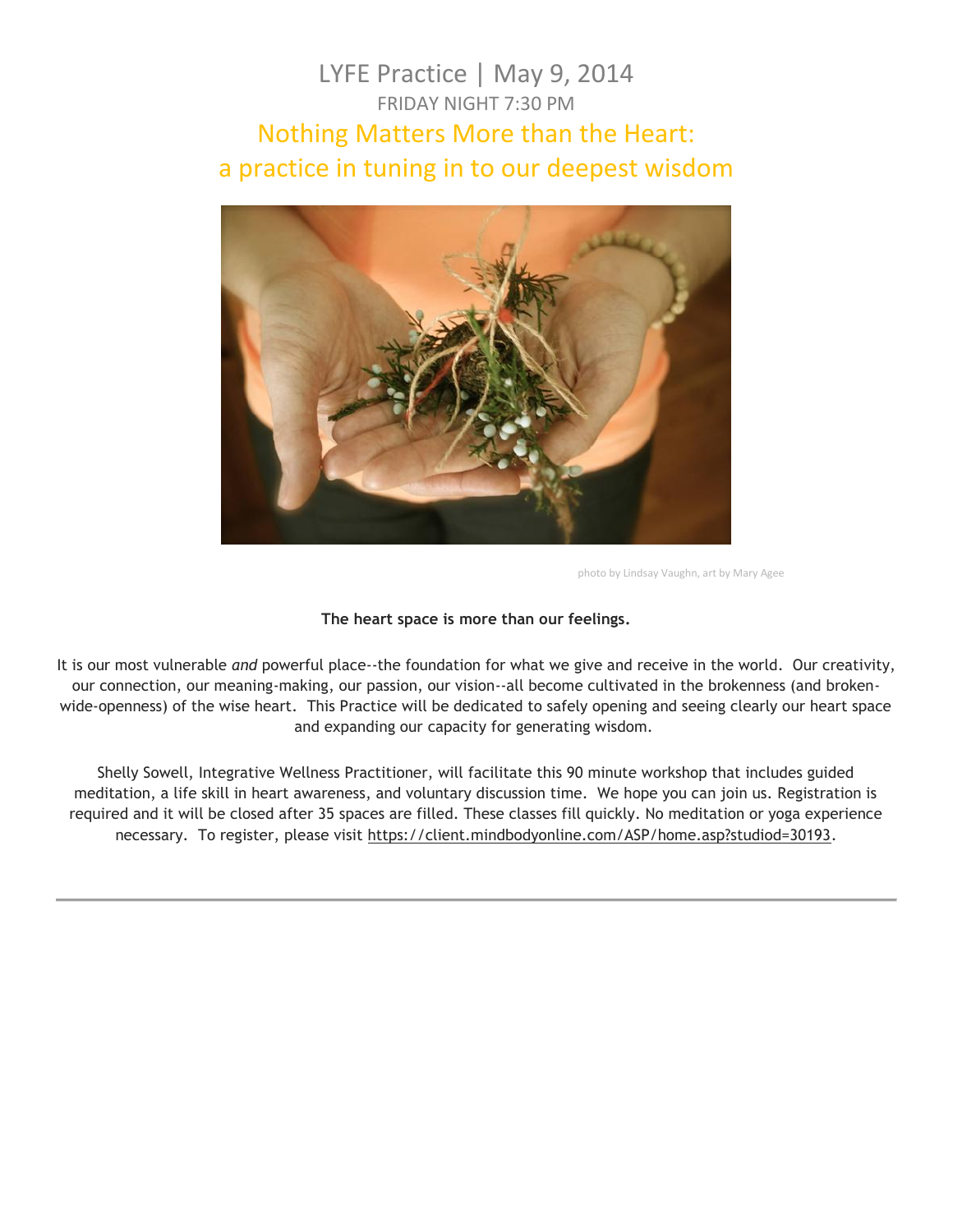# LYFE Practice | May 9, 2014

FRIDAY NIGHT 7:30 PM

## Nothing Matters More than the Heart: a practice in tuning in to our deepest wisdom

photo by Lindsay Vaughn, art by Mary Agee

**The heart space is more than our feelings.**

It is our most vulnerable *and* powerful place--the foundation for what we give and receive in the world. Our creativity, our connection, our meaning-making, our passion, our vision--all become cultivated in the brokenness (and broken-wide-openness) of the wise heart. This Practice will be dedicated to safely opening and seeing clearly our heart space and expanding our capacity for generating wisdom.

Shelly Sowell, Integrative Wellness Practitioner, will facilitate this 90 minute workshop that includes guided meditation, a life skill in heart awareness, and voluntary discussion time. We hope you can join us. Registration is required and it will be closed after 35 spaces are filled. These classes fill quickly. No meditation or yoga experience necessary. To register, please visit https://client.mindbodyonline.com/ASP/home.asp?studiod=30193.

---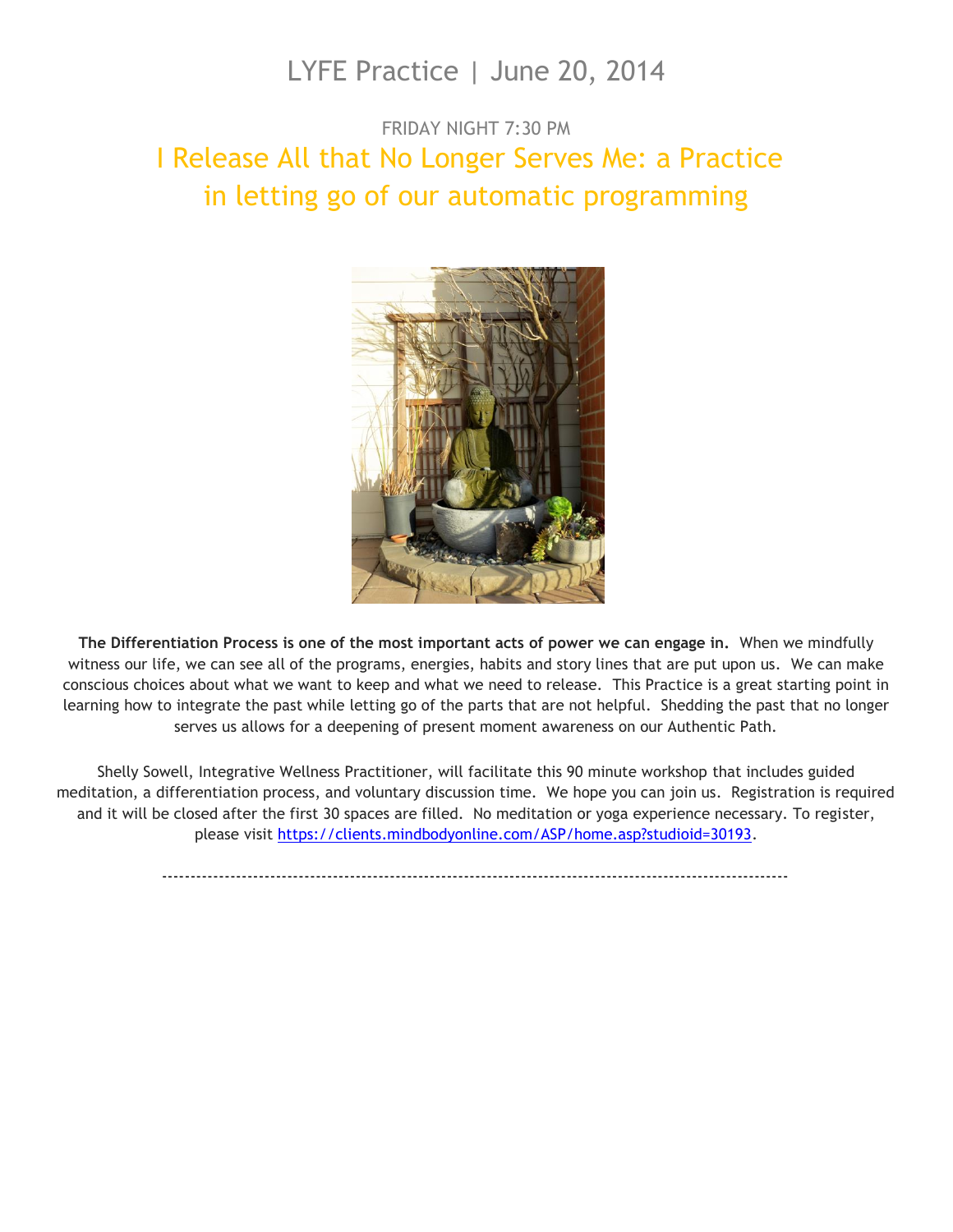# LYFE Practice | June 20, 2014

FRIDAY NIGHT 7:30 PM

## I Release All that No Longer Serves Me: a Practice in letting go of our automatic programming

**The Differentiation Process is one of the most important acts of power we can engage in.** When we mindfully witness our life, we can see all of the programs, energies, habits and story lines that are put upon us. We can make conscious choices about what we want to keep and what we need to release. This Practice is a great starting point in learning how to integrate the past while letting go of the parts that are not helpful. Shedding the past that no longer serves us allows for a deepening of present moment awareness on our Authentic Path.

Shelly Sowell, Integrative Wellness Practitioner, will facilitate this 90 minute workshop that includes guided meditation, a differentiation process, and voluntary discussion time. We hope you can join us. Registration is required and it will be closed after the first 30 spaces are filled. No meditation or yoga experience necessary. To register, please visit https://clients.mindbodyonline.com/ASP/home.asp?studioid=30193.

---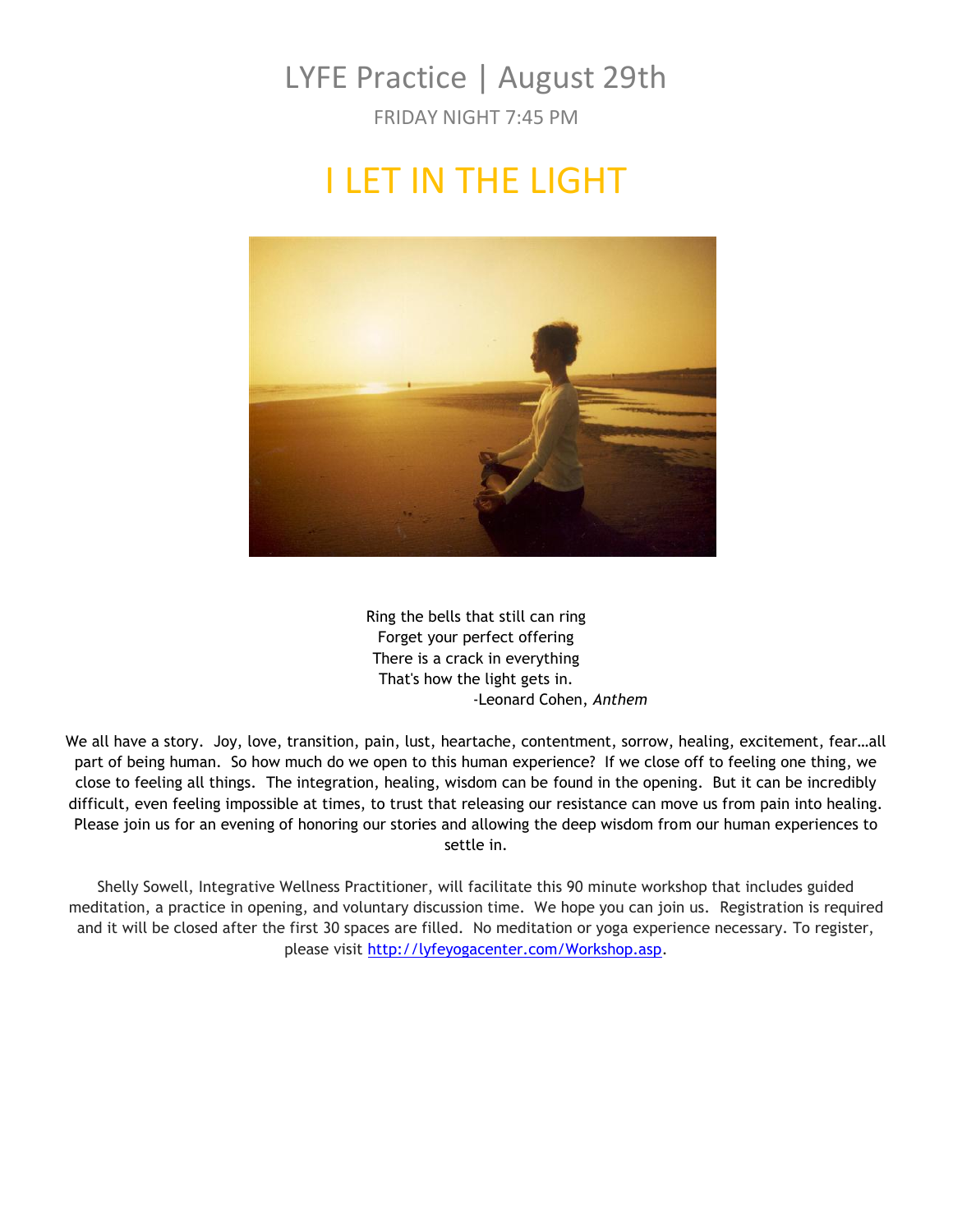# LYFE Practice | August 29th

FRIDAY NIGHT 7:45 PM

## I LET IN THE LIGHT

Ring the bells that still can ring
Forget your perfect offering
There is a crack in everything
That's how the light gets in.
-Leonard Cohen, *Anthem*

We all have a story. Joy, love, transition, pain, lust, heartache, contentment, sorrow, healing, excitement, fear…all part of being human. So how much do we open to this human experience? If we close off to feeling one thing, we close to feeling all things. The integration, healing, wisdom can be found in the opening. But it can be incredibly difficult, even feeling impossible at times, to trust that releasing our resistance can move us from pain into healing. Please join us for an evening of honoring our stories and allowing the deep wisdom from our human experiences to settle in.

Shelly Sowell, Integrative Wellness Practitioner, will facilitate this 90 minute workshop that includes guided meditation, a practice in opening, and voluntary discussion time. We hope you can join us. Registration is required and it will be closed after the first 30 spaces are filled. No meditation or yoga experience necessary. To register, please visit http://lyfeyogacenter.com/Workshop.asp.